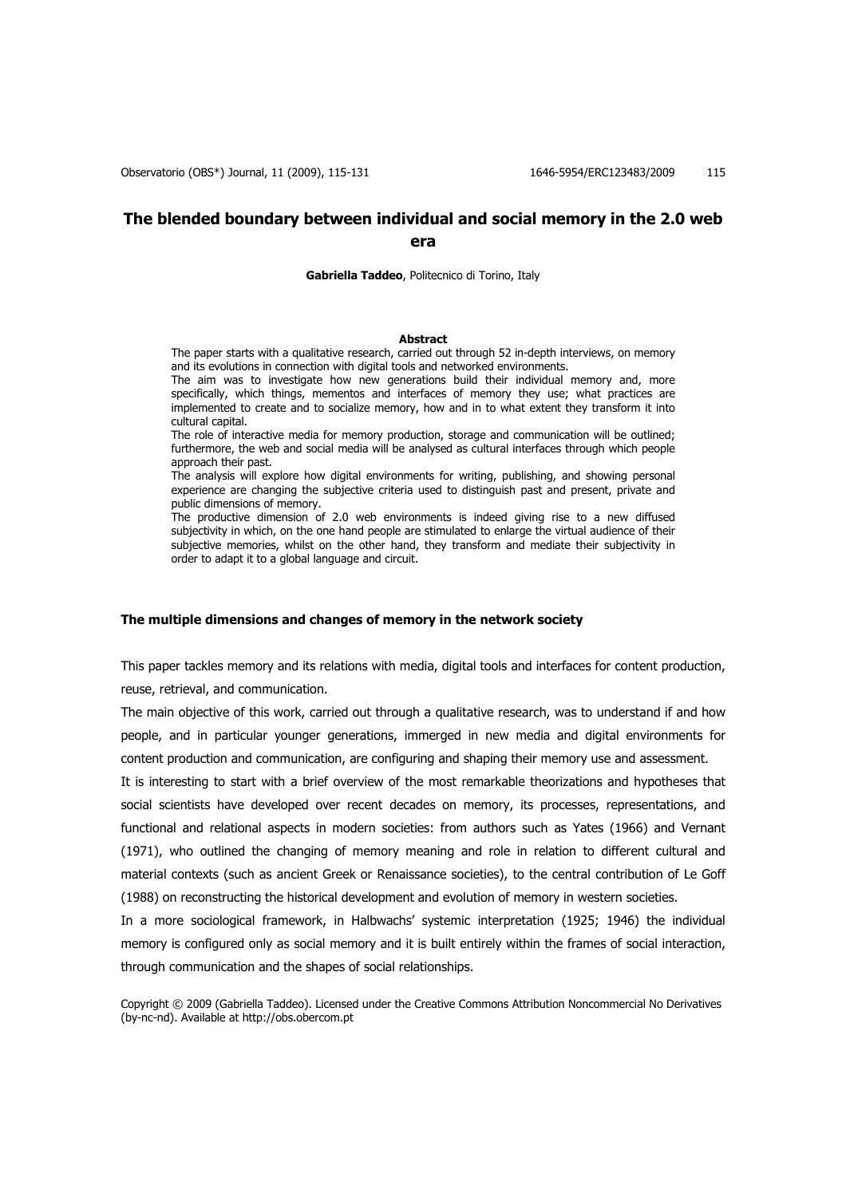# The blended boundary between individual and social memory in the 2.0 web era

**Gabriella Taddeo**, Politecnico di Torino, Italy

**Abstract**

The paper starts with a qualitative research, carried out through 52 in-depth interviews, on memory and its evolutions in connection with digital tools and networked environments.

The aim was to investigate how new generations build their individual memory and, more specifically, which things, mementos and interfaces of memory they use; what practices are implemented to create and to socialize memory, how and in to what extent they transform it into cultural capital.

The role of interactive media for memory production, storage and communication will be outlined; furthermore, the web and social media will be analysed as cultural interfaces through which people approach their past.

The analysis will explore how digital environments for writing, publishing, and showing personal experience are changing the subjective criteria used to distinguish past and present, private and public dimensions of memory.

The productive dimension of 2.0 web environments is indeed giving rise to a new diffused subjectivity in which, on the one hand people are stimulated to enlarge the virtual audience of their subjective memories, whilst on the other hand, they transform and mediate their subjectivity in order to adapt it to a global language and circuit.

## The multiple dimensions and changes of memory in the network society

This paper tackles memory and its relations with media, digital tools and interfaces for content production, reuse, retrieval, and communication.

The main objective of this work, carried out through a qualitative research, was to understand if and how people, and in particular younger generations, immerged in new media and digital environments for content production and communication, are configuring and shaping their memory use and assessment.

It is interesting to start with a brief overview of the most remarkable theorizations and hypotheses that social scientists have developed over recent decades on memory, its processes, representations, and functional and relational aspects in modern societies: from authors such as Yates (1966) and Vernant (1971), who outlined the changing of memory meaning and role in relation to different cultural and material contexts (such as ancient Greek or Renaissance societies), to the central contribution of Le Goff (1988) on reconstructing the historical development and evolution of memory in western societies.

In a more sociological framework, in Halbwachs' systemic interpretation (1925; 1946) the individual memory is configured only as social memory and it is built entirely within the frames of social interaction, through communication and the shapes of social relationships.

Copyright © 2009 (Gabriella Taddeo). Licensed under the Creative Commons Attribution Noncommercial No Derivatives (by-nc-nd). Available at http://obs.obercom.pt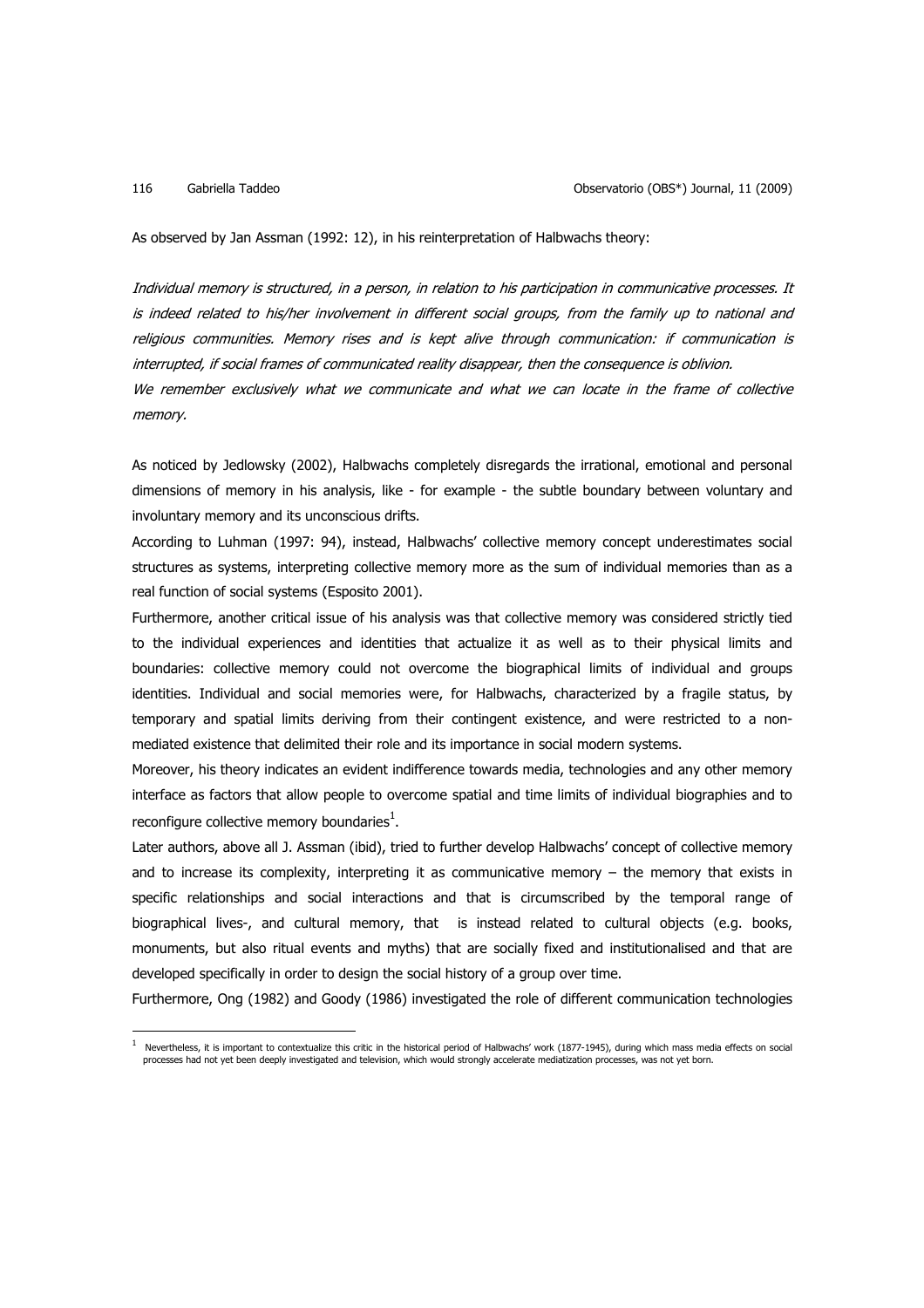As observed by Jan Assman (1992: 12), in his reinterpretation of Halbwachs theory:

*Individual memory is structured, in a person, in relation to his participation in communicative processes. It is indeed related to his/her involvement in different social groups, from the family up to national and religious communities. Memory rises and is kept alive through communication: if communication is interrupted, if social frames of communicated reality disappear, then the consequence is oblivion.*
*We remember exclusively what we communicate and what we can locate in the frame of collective memory.*

As noticed by Jedlowsky (2002), Halbwachs completely disregards the irrational, emotional and personal dimensions of memory in his analysis, like - for example - the subtle boundary between voluntary and involuntary memory and its unconscious drifts.

According to Luhman (1997: 94), instead, Halbwachs' collective memory concept underestimates social structures as systems, interpreting collective memory more as the sum of individual memories than as a real function of social systems (Esposito 2001).

Furthermore, another critical issue of his analysis was that collective memory was considered strictly tied to the individual experiences and identities that actualize it as well as to their physical limits and boundaries: collective memory could not overcome the biographical limits of individual and groups identities. Individual and social memories were, for Halbwachs, characterized by a fragile status, by temporary and spatial limits deriving from their contingent existence, and were restricted to a non-mediated existence that delimited their role and its importance in social modern systems.

Moreover, his theory indicates an evident indifference towards media, technologies and any other memory interface as factors that allow people to overcome spatial and time limits of individual biographies and to reconfigure collective memory boundaries[1].

Later authors, above all J. Assman (ibid), tried to further develop Halbwachs' concept of collective memory and to increase its complexity, interpreting it as communicative memory – the memory that exists in specific relationships and social interactions and that is circumscribed by the temporal range of biographical lives-, and cultural memory, that is instead related to cultural objects (e.g. books, monuments, but also ritual events and myths) that are socially fixed and institutionalised and that are developed specifically in order to design the social history of a group over time.

Furthermore, Ong (1982) and Goody (1986) investigated the role of different communication technologies

[1] Nevertheless, it is important to contextualize this critic in the historical period of Halbwachs' work (1877-1945), during which mass media effects on social processes had not yet been deeply investigated and television, which would strongly accelerate mediatization processes, was not yet born.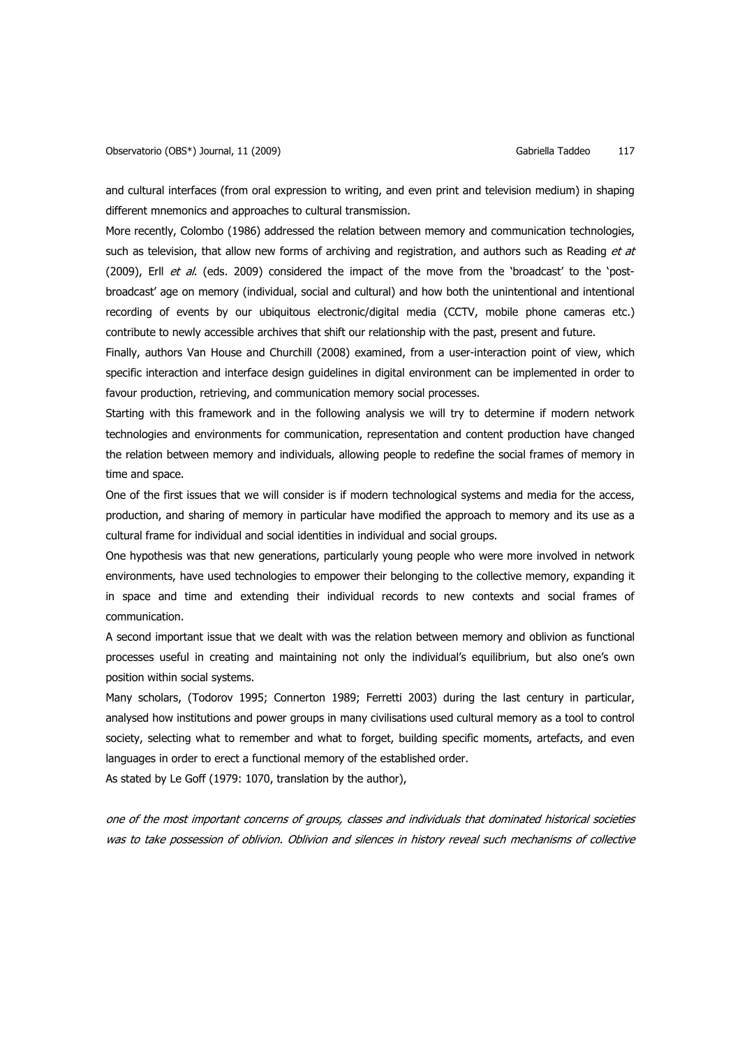and cultural interfaces (from oral expression to writing, and even print and television medium) in shaping different mnemonics and approaches to cultural transmission.

More recently, Colombo (1986) addressed the relation between memory and communication technologies, such as television, that allow new forms of archiving and registration, and authors such as Reading *et at* (2009), Erll *et al.* (eds. 2009) considered the impact of the move from the 'broadcast' to the 'post-broadcast' age on memory (individual, social and cultural) and how both the unintentional and intentional recording of events by our ubiquitous electronic/digital media (CCTV, mobile phone cameras etc.) contribute to newly accessible archives that shift our relationship with the past, present and future.

Finally, authors Van House and Churchill (2008) examined, from a user-interaction point of view, which specific interaction and interface design guidelines in digital environment can be implemented in order to favour production, retrieving, and communication memory social processes.

Starting with this framework and in the following analysis we will try to determine if modern network technologies and environments for communication, representation and content production have changed the relation between memory and individuals, allowing people to redefine the social frames of memory in time and space.

One of the first issues that we will consider is if modern technological systems and media for the access, production, and sharing of memory in particular have modified the approach to memory and its use as a cultural frame for individual and social identities in individual and social groups.

One hypothesis was that new generations, particularly young people who were more involved in network environments, have used technologies to empower their belonging to the collective memory, expanding it in space and time and extending their individual records to new contexts and social frames of communication.

A second important issue that we dealt with was the relation between memory and oblivion as functional processes useful in creating and maintaining not only the individual's equilibrium, but also one's own position within social systems.

Many scholars, (Todorov 1995; Connerton 1989; Ferretti 2003) during the last century in particular, analysed how institutions and power groups in many civilisations used cultural memory as a tool to control society, selecting what to remember and what to forget, building specific moments, artefacts, and even languages in order to erect a functional memory of the established order.

As stated by Le Goff (1979: 1070, translation by the author),

*one of the most important concerns of groups, classes and individuals that dominated historical societies was to take possession of oblivion. Oblivion and silences in history reveal such mechanisms of collective*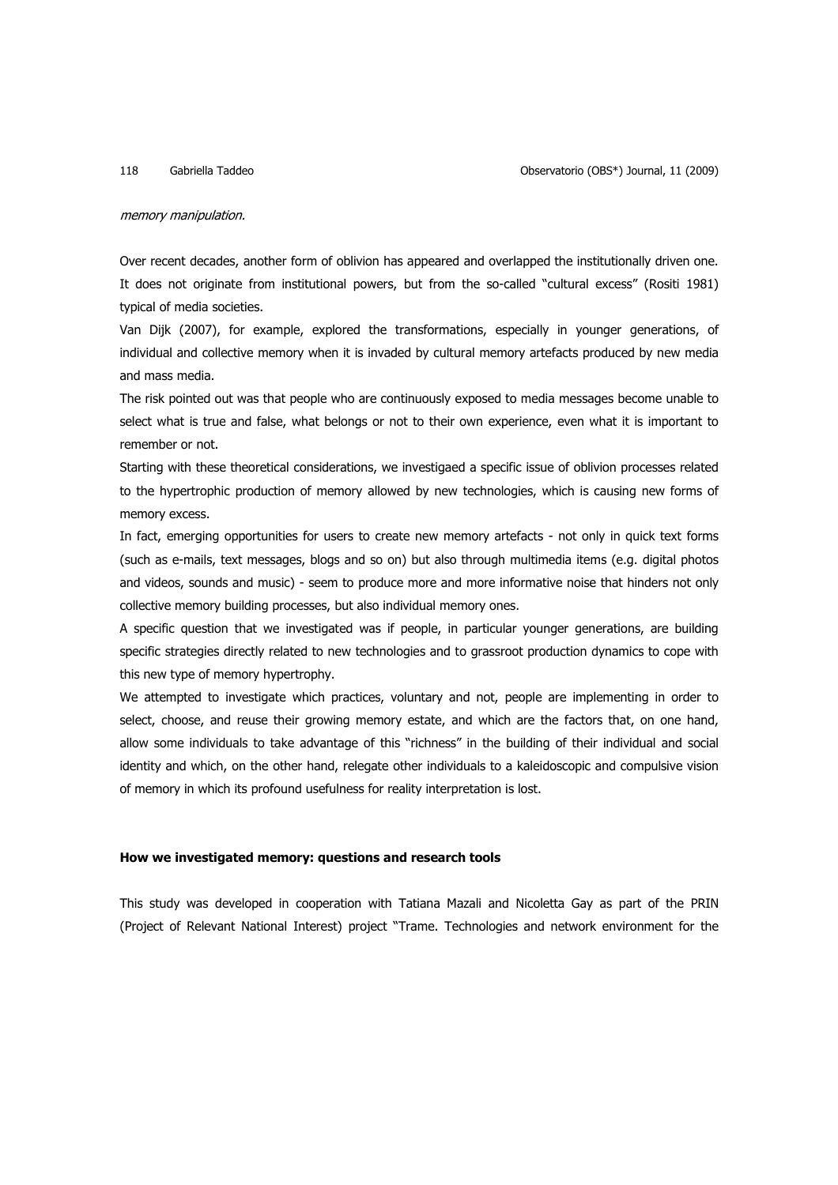*memory manipulation.*

Over recent decades, another form of oblivion has appeared and overlapped the institutionally driven one. It does not originate from institutional powers, but from the so-called "cultural excess" (Rositi 1981) typical of media societies.

Van Dijk (2007), for example, explored the transformations, especially in younger generations, of individual and collective memory when it is invaded by cultural memory artefacts produced by new media and mass media.

The risk pointed out was that people who are continuously exposed to media messages become unable to select what is true and false, what belongs or not to their own experience, even what it is important to remember or not.

Starting with these theoretical considerations, we investigaed a specific issue of oblivion processes related to the hypertrophic production of memory allowed by new technologies, which is causing new forms of memory excess.

In fact, emerging opportunities for users to create new memory artefacts - not only in quick text forms (such as e-mails, text messages, blogs and so on) but also through multimedia items (e.g. digital photos and videos, sounds and music) - seem to produce more and more informative noise that hinders not only collective memory building processes, but also individual memory ones.

A specific question that we investigated was if people, in particular younger generations, are building specific strategies directly related to new technologies and to grassroot production dynamics to cope with this new type of memory hypertrophy.

We attempted to investigate which practices, voluntary and not, people are implementing in order to select, choose, and reuse their growing memory estate, and which are the factors that, on one hand, allow some individuals to take advantage of this "richness" in the building of their individual and social identity and which, on the other hand, relegate other individuals to a kaleidoscopic and compulsive vision of memory in which its profound usefulness for reality interpretation is lost.

## How we investigated memory: questions and research tools

This study was developed in cooperation with Tatiana Mazali and Nicoletta Gay as part of the PRIN (Project of Relevant National Interest) project "Trame. Technologies and network environment for the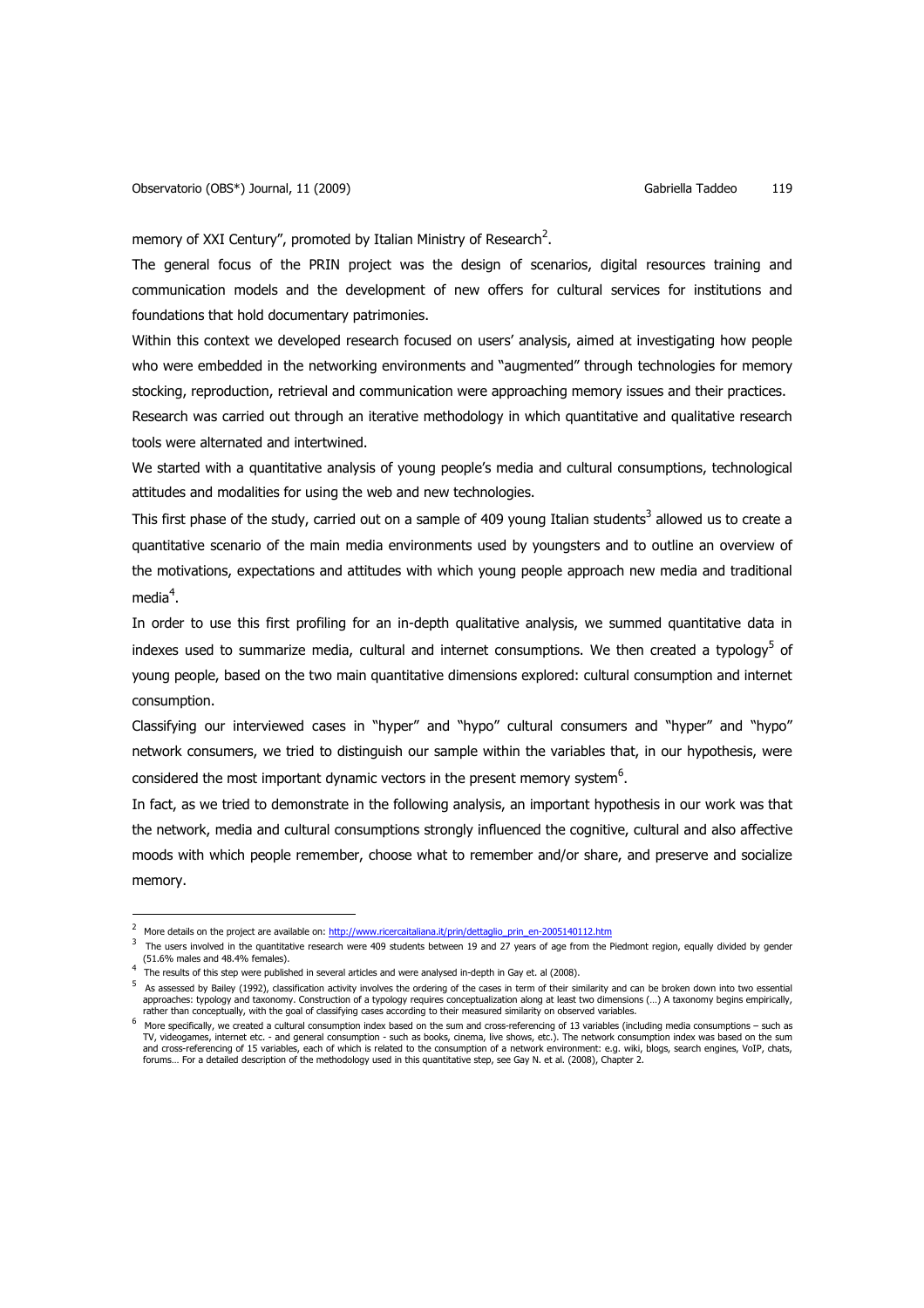memory of XXI Century", promoted by Italian Ministry of Research[2].

The general focus of the PRIN project was the design of scenarios, digital resources training and communication models and the development of new offers for cultural services for institutions and foundations that hold documentary patrimonies.

Within this context we developed research focused on users' analysis, aimed at investigating how people who were embedded in the networking environments and "augmented" through technologies for memory stocking, reproduction, retrieval and communication were approaching memory issues and their practices.

Research was carried out through an iterative methodology in which quantitative and qualitative research tools were alternated and intertwined.

We started with a quantitative analysis of young people's media and cultural consumptions, technological attitudes and modalities for using the web and new technologies.

This first phase of the study, carried out on a sample of 409 young Italian students[3] allowed us to create a quantitative scenario of the main media environments used by youngsters and to outline an overview of the motivations, expectations and attitudes with which young people approach new media and traditional media[4].

In order to use this first profiling for an in-depth qualitative analysis, we summed quantitative data in indexes used to summarize media, cultural and internet consumptions. We then created a typology[5] of young people, based on the two main quantitative dimensions explored: cultural consumption and internet consumption.

Classifying our interviewed cases in "hyper" and "hypo" cultural consumers and "hyper" and "hypo" network consumers, we tried to distinguish our sample within the variables that, in our hypothesis, were considered the most important dynamic vectors in the present memory system[6].

In fact, as we tried to demonstrate in the following analysis, an important hypothesis in our work was that the network, media and cultural consumptions strongly influenced the cognitive, cultural and also affective moods with which people remember, choose what to remember and/or share, and preserve and socialize memory.

---

[2] More details on the project are available on: http://www.ricercaitaliana.it/prin/dettaglio_prin_en-2005140112.htm

[3] The users involved in the quantitative research were 409 students between 19 and 27 years of age from the Piedmont region, equally divided by gender (51.6% males and 48.4% females).

[4] The results of this step were published in several articles and were analysed in-depth in Gay et. al (2008).

[5] As assessed by Bailey (1992), classification activity involves the ordering of the cases in term of their similarity and can be broken down into two essential approaches: typology and taxonomy. Construction of a typology requires conceptualization along at least two dimensions (…) A taxonomy begins empirically, rather than conceptually, with the goal of classifying cases according to their measured similarity on observed variables.

[6] More specifically, we created a cultural consumption index based on the sum and cross-referencing of 13 variables (including media consumptions – such as TV, videogames, internet etc. - and general consumption - such as books, cinema, live shows, etc.). The network consumption index was based on the sum and cross-referencing of 15 variables, each of which is related to the consumption of a network environment: e.g. wiki, blogs, search engines, VoIP, chats, forums… For a detailed description of the methodology used in this quantitative step, see Gay N. et al. (2008), Chapter 2.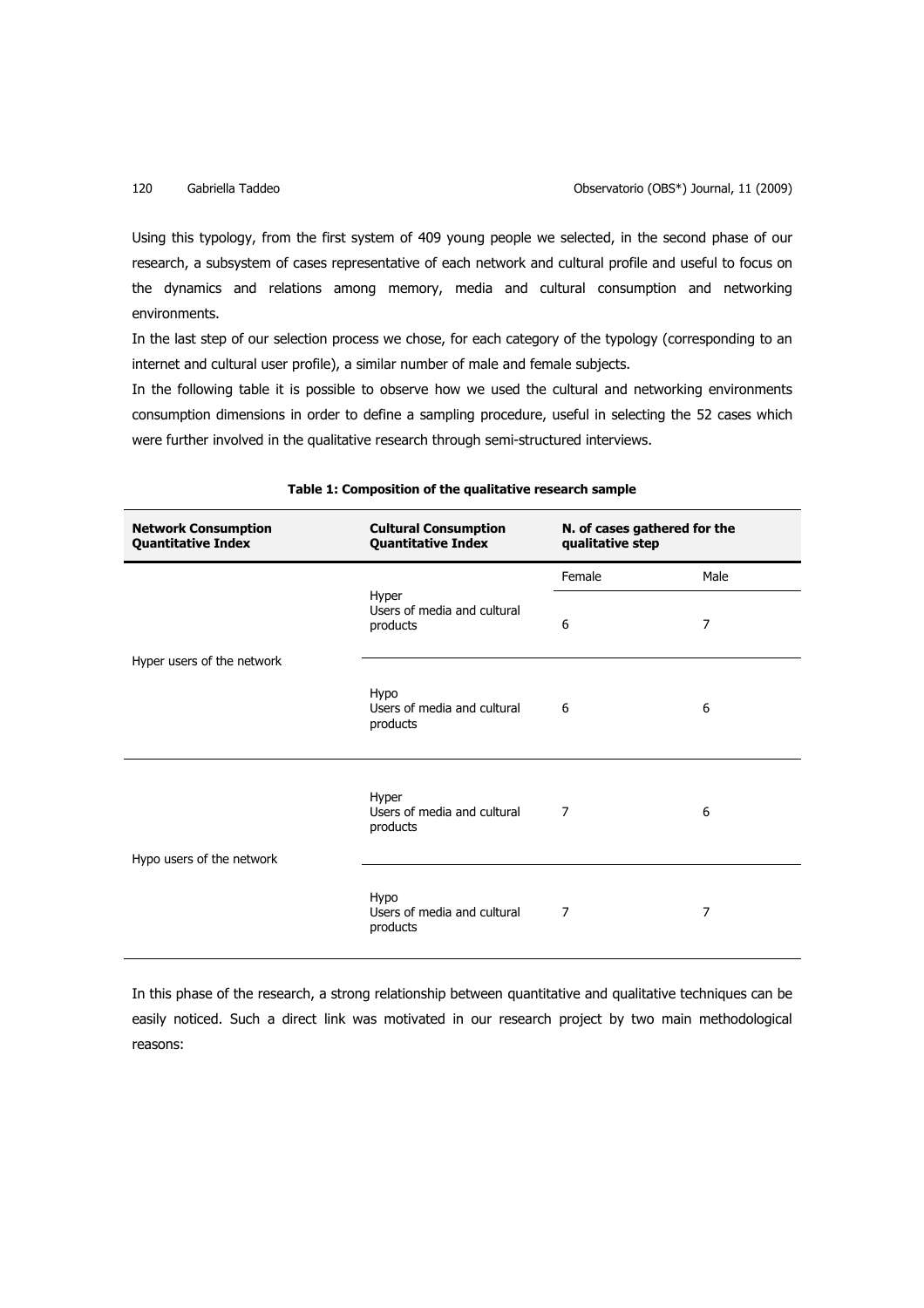Using this typology, from the first system of 409 young people we selected, in the second phase of our research, a subsystem of cases representative of each network and cultural profile and useful to focus on the dynamics and relations among memory, media and cultural consumption and networking environments.

In the last step of our selection process we chose, for each category of the typology (corresponding to an internet and cultural user profile), a similar number of male and female subjects.

In the following table it is possible to observe how we used the cultural and networking environments consumption dimensions in order to define a sampling procedure, useful in selecting the 52 cases which were further involved in the qualitative research through semi-structured interviews.

**Table 1: Composition of the qualitative research sample**

| Network Consumption Quantitative Index | Cultural Consumption Quantitative Index | N. of cases gathered for the qualitative step | |
|---|---|---|---|
| | | Female | Male |
| Hyper users of the network | Hyper Users of media and cultural products | 6 | 7 |
| | Hypo Users of media and cultural products | 6 | 6 |
| Hypo users of the network | Hyper Users of media and cultural products | 7 | 6 |
| | Hypo Users of media and cultural products | 7 | 7 |

In this phase of the research, a strong relationship between quantitative and qualitative techniques can be easily noticed. Such a direct link was motivated in our research project by two main methodological reasons: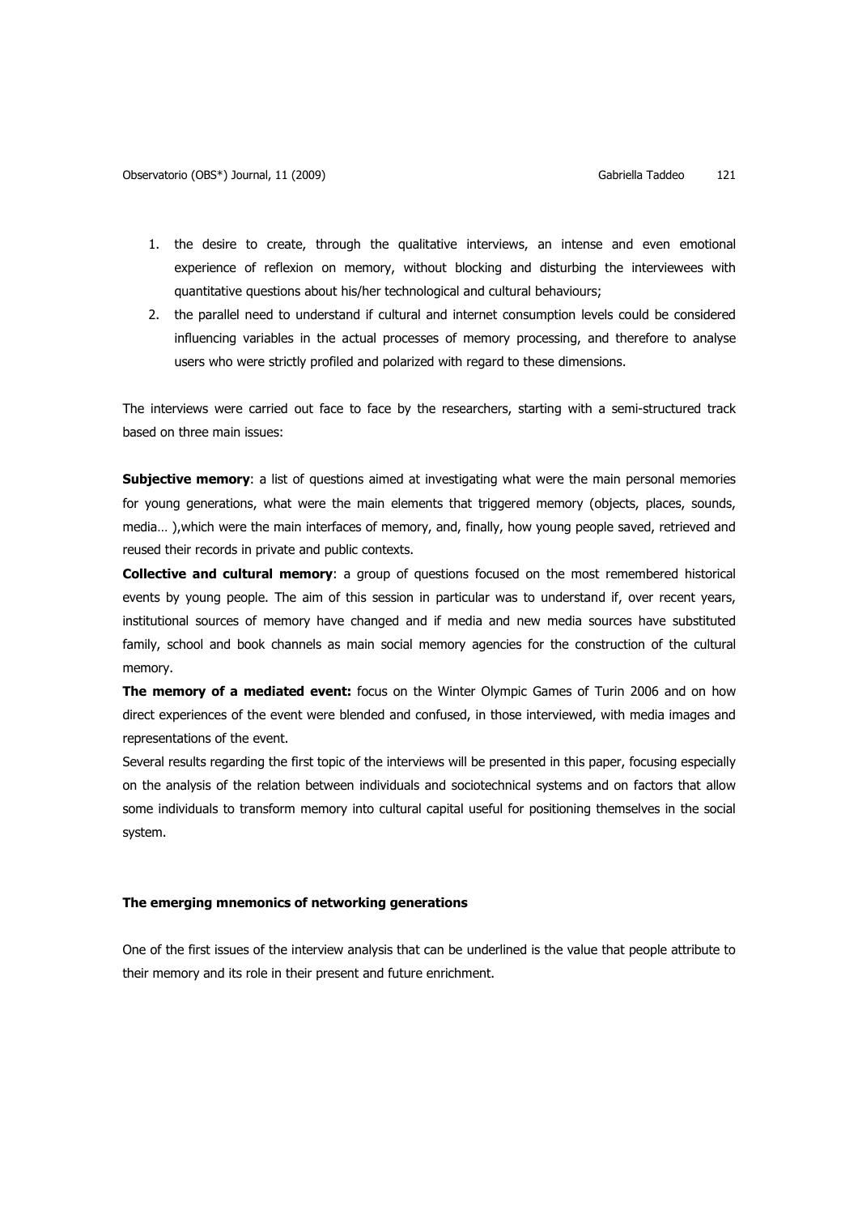1. the desire to create, through the qualitative interviews, an intense and even emotional experience of reflexion on memory, without blocking and disturbing the interviewees with quantitative questions about his/her technological and cultural behaviours;
2. the parallel need to understand if cultural and internet consumption levels could be considered influencing variables in the actual processes of memory processing, and therefore to analyse users who were strictly profiled and polarized with regard to these dimensions.

The interviews were carried out face to face by the researchers, starting with a semi-structured track based on three main issues:

**Subjective memory**: a list of questions aimed at investigating what were the main personal memories for young generations, what were the main elements that triggered memory (objects, places, sounds, media… ),which were the main interfaces of memory, and, finally, how young people saved, retrieved and reused their records in private and public contexts.

**Collective and cultural memory**: a group of questions focused on the most remembered historical events by young people. The aim of this session in particular was to understand if, over recent years, institutional sources of memory have changed and if media and new media sources have substituted family, school and book channels as main social memory agencies for the construction of the cultural memory.

**The memory of a mediated event:** focus on the Winter Olympic Games of Turin 2006 and on how direct experiences of the event were blended and confused, in those interviewed, with media images and representations of the event.

Several results regarding the first topic of the interviews will be presented in this paper, focusing especially on the analysis of the relation between individuals and sociotechnical systems and on factors that allow some individuals to transform memory into cultural capital useful for positioning themselves in the social system.

### The emerging mnemonics of networking generations

One of the first issues of the interview analysis that can be underlined is the value that people attribute to their memory and its role in their present and future enrichment.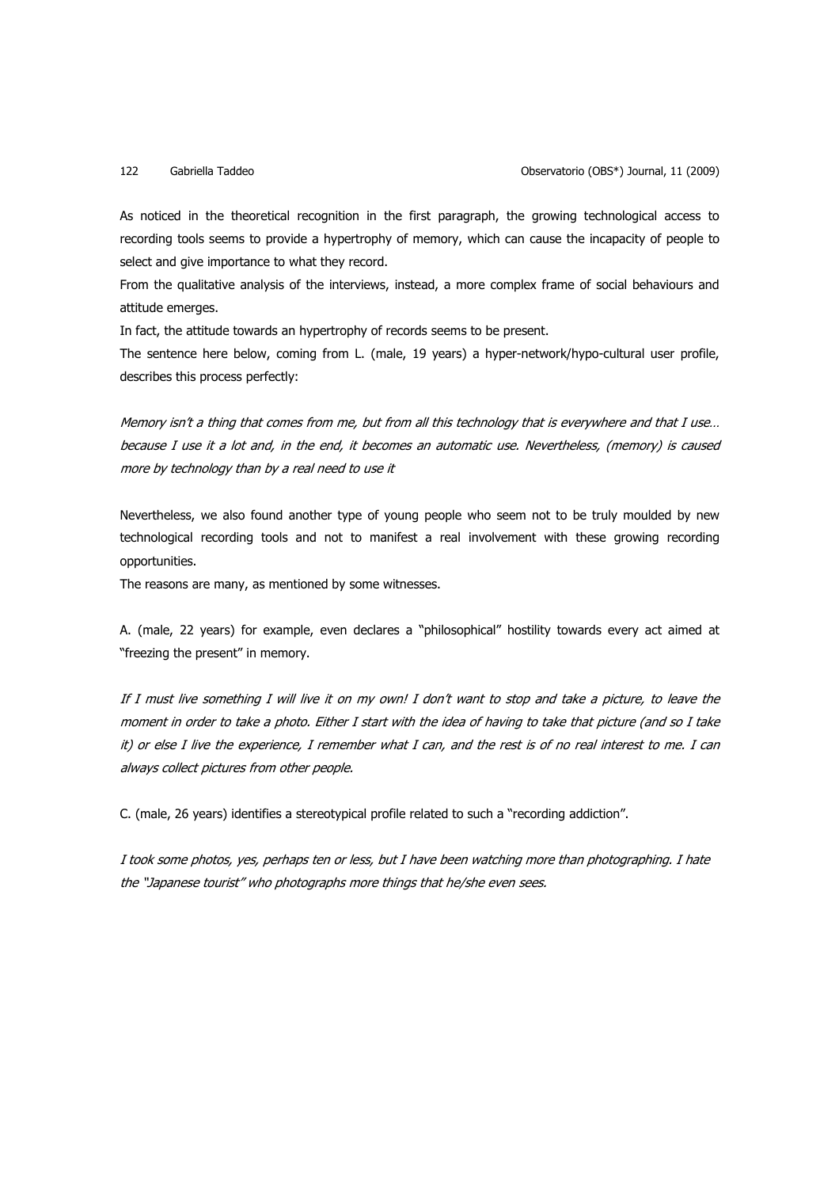As noticed in the theoretical recognition in the first paragraph, the growing technological access to recording tools seems to provide a hypertrophy of memory, which can cause the incapacity of people to select and give importance to what they record.

From the qualitative analysis of the interviews, instead, a more complex frame of social behaviours and attitude emerges.

In fact, the attitude towards an hypertrophy of records seems to be present.

The sentence here below, coming from L. (male, 19 years) a hyper-network/hypo-cultural user profile, describes this process perfectly:

*Memory isn't a thing that comes from me, but from all this technology that is everywhere and that I use… because I use it a lot and, in the end, it becomes an automatic use. Nevertheless, (memory) is caused more by technology than by a real need to use it*

Nevertheless, we also found another type of young people who seem not to be truly moulded by new technological recording tools and not to manifest a real involvement with these growing recording opportunities.

The reasons are many, as mentioned by some witnesses.

A. (male, 22 years) for example, even declares a "philosophical" hostility towards every act aimed at "freezing the present" in memory.

*If I must live something I will live it on my own! I don't want to stop and take a picture, to leave the moment in order to take a photo. Either I start with the idea of having to take that picture (and so I take it) or else I live the experience, I remember what I can, and the rest is of no real interest to me. I can always collect pictures from other people.*

C. (male, 26 years) identifies a stereotypical profile related to such a "recording addiction".

*I took some photos, yes, perhaps ten or less, but I have been watching more than photographing. I hate the "Japanese tourist" who photographs more things that he/she even sees.*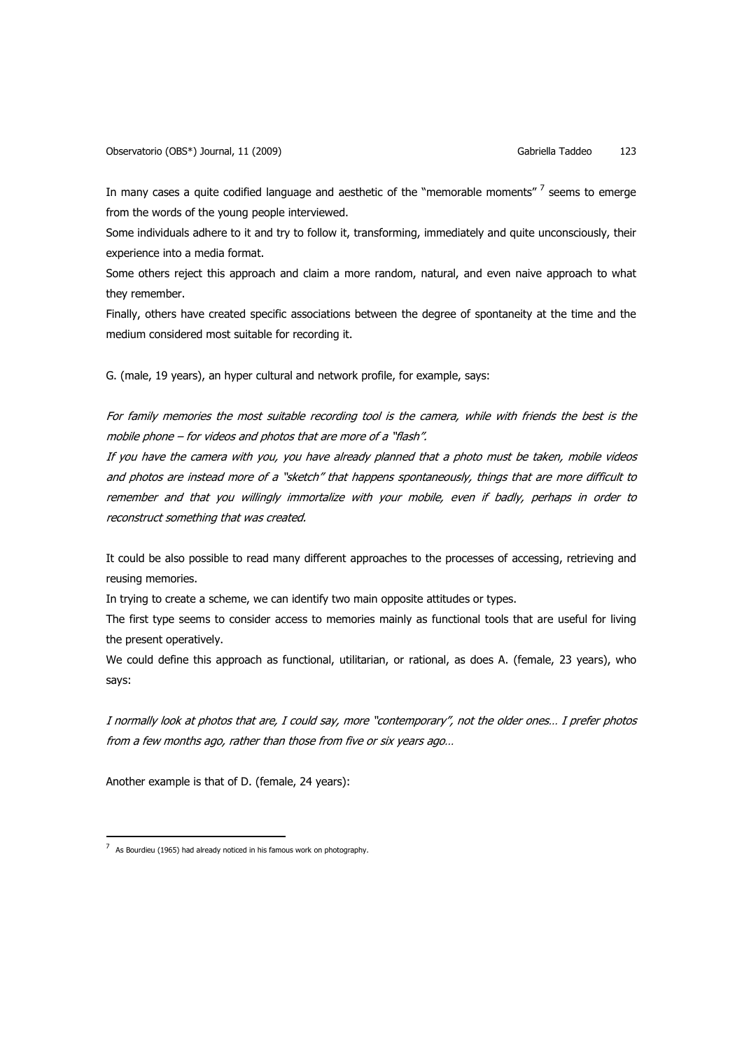In many cases a quite codified language and aesthetic of the "memorable moments" [7] seems to emerge from the words of the young people interviewed.

Some individuals adhere to it and try to follow it, transforming, immediately and quite unconsciously, their experience into a media format.

Some others reject this approach and claim a more random, natural, and even naive approach to what they remember.

Finally, others have created specific associations between the degree of spontaneity at the time and the medium considered most suitable for recording it.

G. (male, 19 years), an hyper cultural and network profile, for example, says:

*For family memories the most suitable recording tool is the camera, while with friends the best is the mobile phone – for videos and photos that are more of a "flash".*

*If you have the camera with you, you have already planned that a photo must be taken, mobile videos and photos are instead more of a "sketch" that happens spontaneously, things that are more difficult to remember and that you willingly immortalize with your mobile, even if badly, perhaps in order to reconstruct something that was created.*

It could be also possible to read many different approaches to the processes of accessing, retrieving and reusing memories.

In trying to create a scheme, we can identify two main opposite attitudes or types.

The first type seems to consider access to memories mainly as functional tools that are useful for living the present operatively.

We could define this approach as functional, utilitarian, or rational, as does A. (female, 23 years), who says:

*I normally look at photos that are, I could say, more "contemporary", not the older ones… I prefer photos from a few months ago, rather than those from five or six years ago…*

Another example is that of D. (female, 24 years):

---

[7] As Bourdieu (1965) had already noticed in his famous work on photography.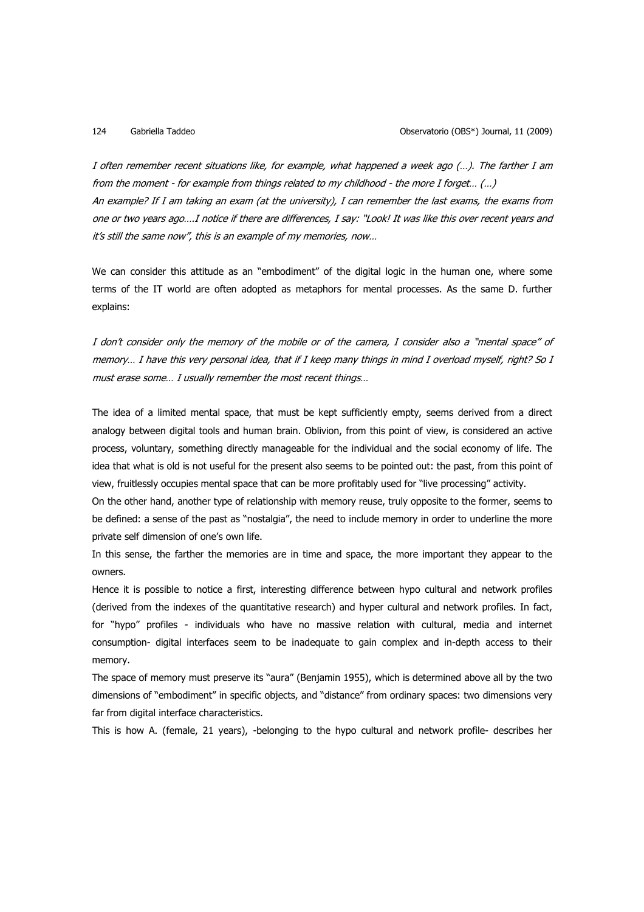*I often remember recent situations like, for example, what happened a week ago (…). The farther I am from the moment - for example from things related to my childhood - the more I forget… (…)*
*An example? If I am taking an exam (at the university), I can remember the last exams, the exams from one or two years ago….I notice if there are differences, I say: "Look! It was like this over recent years and it's still the same now", this is an example of my memories, now…*

We can consider this attitude as an "embodiment" of the digital logic in the human one, where some terms of the IT world are often adopted as metaphors for mental processes. As the same D. further explains:

*I don't consider only the memory of the mobile or of the camera, I consider also a "mental space" of memory… I have this very personal idea, that if I keep many things in mind I overload myself, right? So I must erase some… I usually remember the most recent things…*

The idea of a limited mental space, that must be kept sufficiently empty, seems derived from a direct analogy between digital tools and human brain. Oblivion, from this point of view, is considered an active process, voluntary, something directly manageable for the individual and the social economy of life. The idea that what is old is not useful for the present also seems to be pointed out: the past, from this point of view, fruitlessly occupies mental space that can be more profitably used for "live processing" activity.

On the other hand, another type of relationship with memory reuse, truly opposite to the former, seems to be defined: a sense of the past as "nostalgia", the need to include memory in order to underline the more private self dimension of one's own life.

In this sense, the farther the memories are in time and space, the more important they appear to the owners.

Hence it is possible to notice a first, interesting difference between hypo cultural and network profiles (derived from the indexes of the quantitative research) and hyper cultural and network profiles. In fact, for "hypo" profiles - individuals who have no massive relation with cultural, media and internet consumption- digital interfaces seem to be inadequate to gain complex and in-depth access to their memory.

The space of memory must preserve its "aura" (Benjamin 1955), which is determined above all by the two dimensions of "embodiment" in specific objects, and "distance" from ordinary spaces: two dimensions very far from digital interface characteristics.

This is how A. (female, 21 years), -belonging to the hypo cultural and network profile- describes her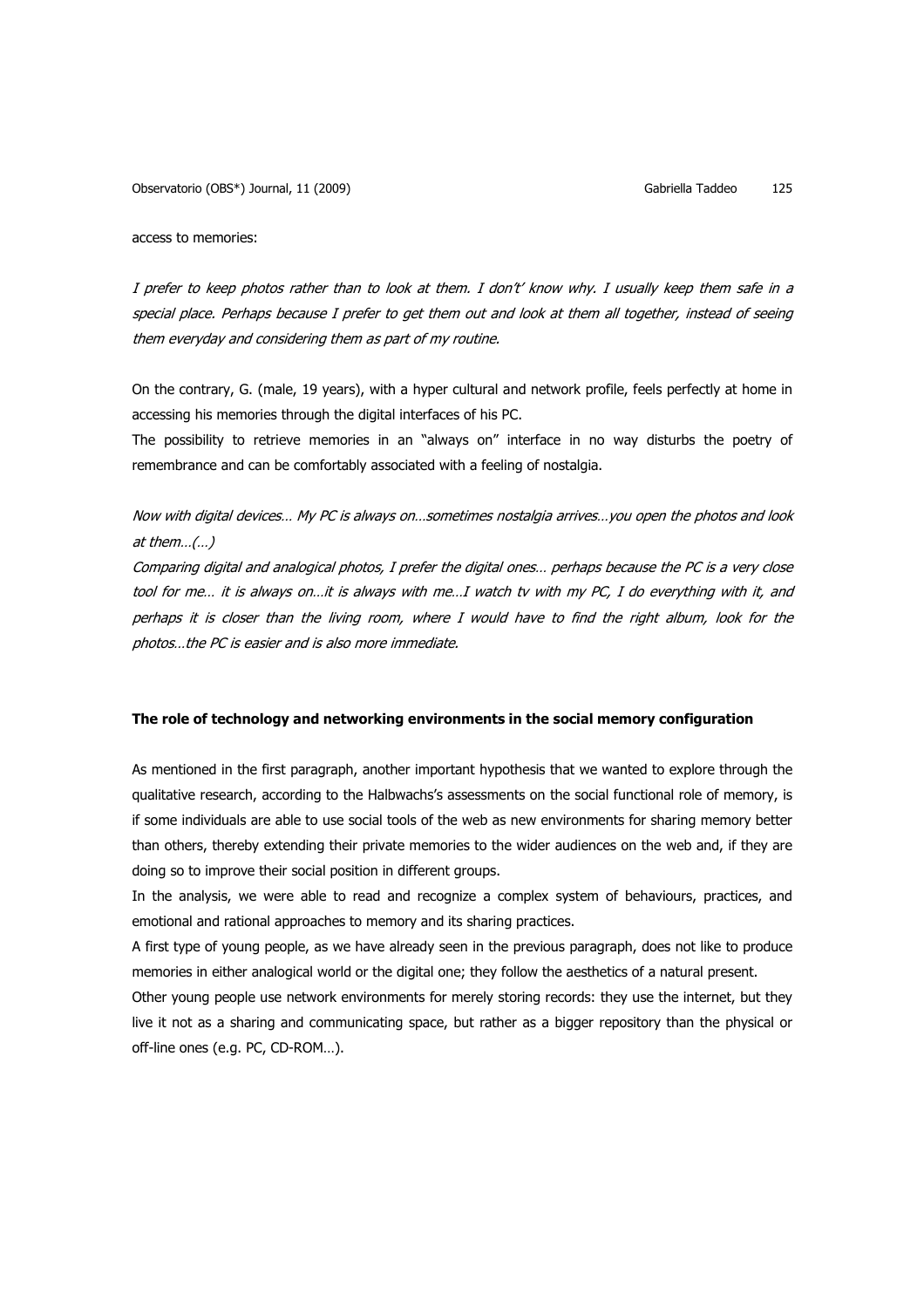access to memories:

*I prefer to keep photos rather than to look at them. I don't' know why. I usually keep them safe in a special place. Perhaps because I prefer to get them out and look at them all together, instead of seeing them everyday and considering them as part of my routine.*

On the contrary, G. (male, 19 years), with a hyper cultural and network profile, feels perfectly at home in accessing his memories through the digital interfaces of his PC.

The possibility to retrieve memories in an "always on" interface in no way disturbs the poetry of remembrance and can be comfortably associated with a feeling of nostalgia.

*Now with digital devices… My PC is always on…sometimes nostalgia arrives…you open the photos and look at them…(…)*

*Comparing digital and analogical photos, I prefer the digital ones… perhaps because the PC is a very close tool for me… it is always on…it is always with me…I watch tv with my PC, I do everything with it, and perhaps it is closer than the living room, where I would have to find the right album, look for the photos…the PC is easier and is also more immediate.*

### The role of technology and networking environments in the social memory configuration

As mentioned in the first paragraph, another important hypothesis that we wanted to explore through the qualitative research, according to the Halbwachs's assessments on the social functional role of memory, is if some individuals are able to use social tools of the web as new environments for sharing memory better than others, thereby extending their private memories to the wider audiences on the web and, if they are doing so to improve their social position in different groups.

In the analysis, we were able to read and recognize a complex system of behaviours, practices, and emotional and rational approaches to memory and its sharing practices.

A first type of young people, as we have already seen in the previous paragraph, does not like to produce memories in either analogical world or the digital one; they follow the aesthetics of a natural present.

Other young people use network environments for merely storing records: they use the internet, but they live it not as a sharing and communicating space, but rather as a bigger repository than the physical or off-line ones (e.g. PC, CD-ROM…).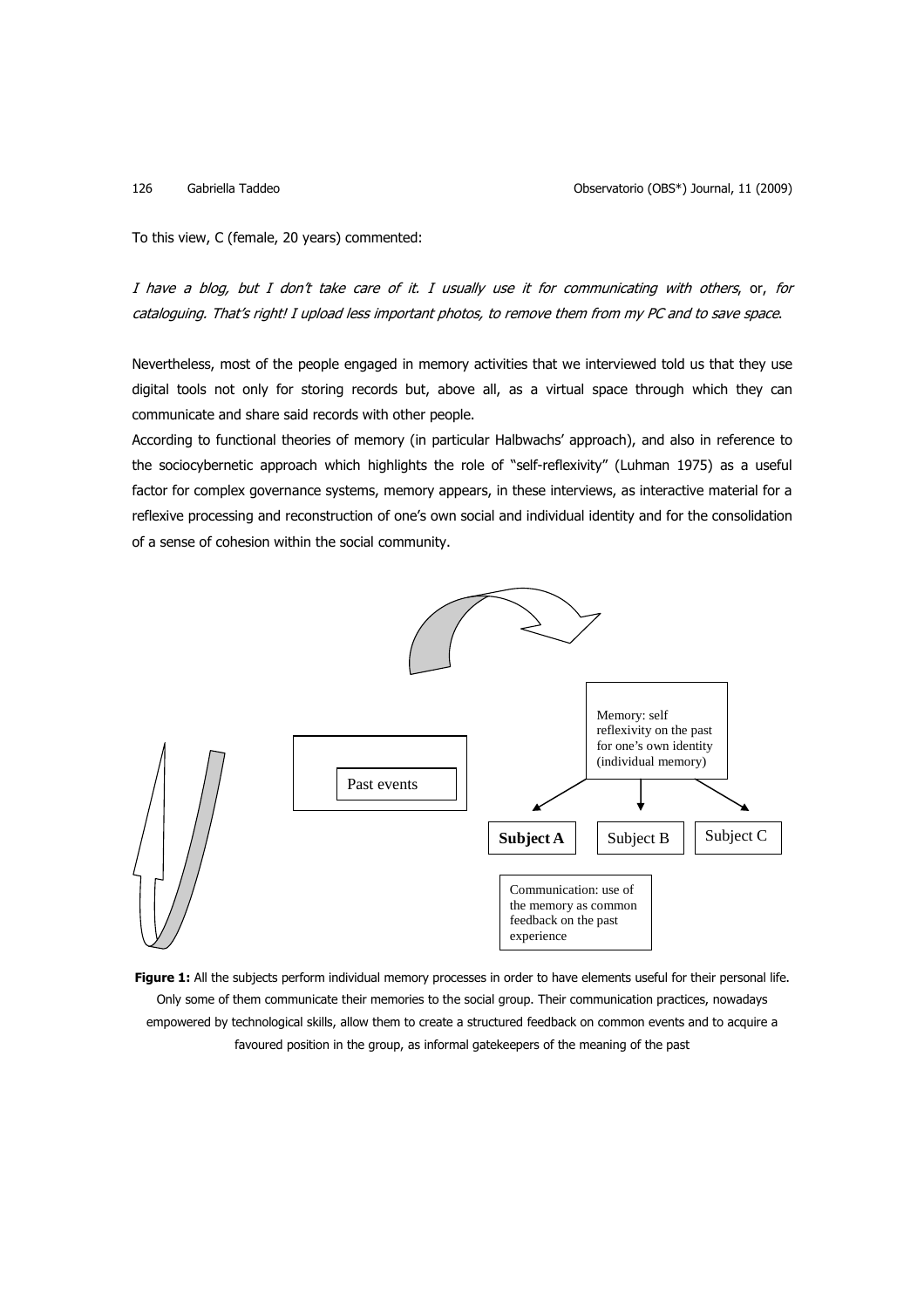To this view, C (female, 20 years) commented:

*I have a blog, but I don't take care of it. I usually use it for communicating with others*, or, *for cataloguing. That's right! I upload less important photos, to remove them from my PC and to save space.*

Nevertheless, most of the people engaged in memory activities that we interviewed told us that they use digital tools not only for storing records but, above all, as a virtual space through which they can communicate and share said records with other people.

According to functional theories of memory (in particular Halbwachs' approach), and also in reference to the sociocybernetic approach which highlights the role of "self-reflexivity" (Luhman 1975) as a useful factor for complex governance systems, memory appears, in these interviews, as interactive material for a reflexive processing and reconstruction of one's own social and individual identity and for the consolidation of a sense of cohesion within the social community.

Past events

Memory: self reflexivity on the past for one's own identity (individual memory)

**Subject A** | Subject B | Subject C

Communication: use of the memory as common feedback on the past experience

**Figure 1:** All the subjects perform individual memory processes in order to have elements useful for their personal life. Only some of them communicate their memories to the social group. Their communication practices, nowadays empowered by technological skills, allow them to create a structured feedback on common events and to acquire a favoured position in the group, as informal gatekeepers of the meaning of the past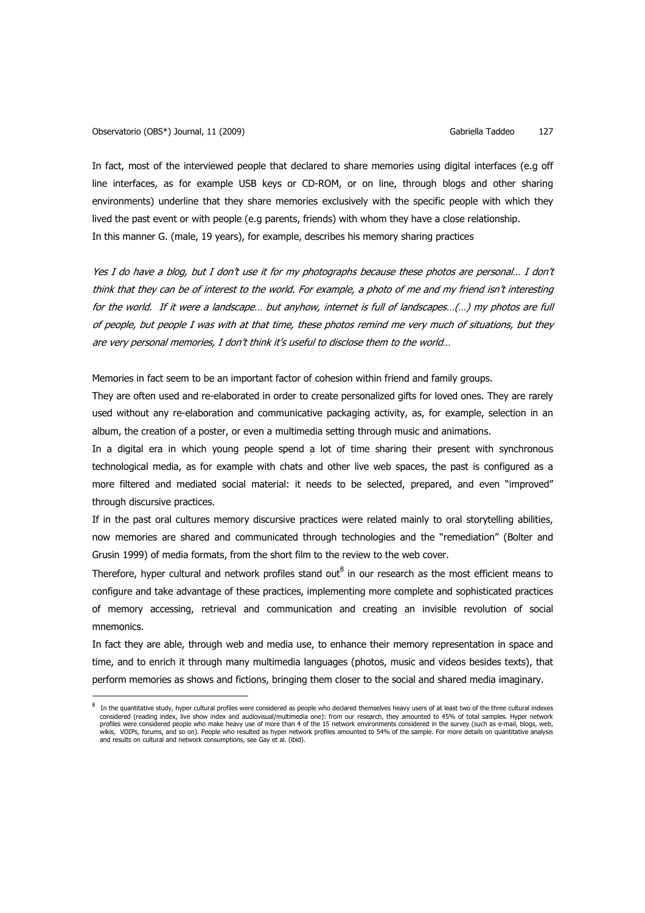In fact, most of the interviewed people that declared to share memories using digital interfaces (e.g off line interfaces, as for example USB keys or CD-ROM, or on line, through blogs and other sharing environments) underline that they share memories exclusively with the specific people with which they lived the past event or with people (e.g parents, friends) with whom they have a close relationship.
In this manner G. (male, 19 years), for example, describes his memory sharing practices

*Yes I do have a blog, but I don't use it for my photographs because these photos are personal… I don't think that they can be of interest to the world. For example, a photo of me and my friend isn't interesting for the world. If it were a landscape… but anyhow, internet is full of landscapes…(…) my photos are full of people, but people I was with at that time, these photos remind me very much of situations, but they are very personal memories, I don't think it's useful to disclose them to the world…*

Memories in fact seem to be an important factor of cohesion within friend and family groups.
They are often used and re-elaborated in order to create personalized gifts for loved ones. They are rarely used without any re-elaboration and communicative packaging activity, as, for example, selection in an album, the creation of a poster, or even a multimedia setting through music and animations.
In a digital era in which young people spend a lot of time sharing their present with synchronous technological media, as for example with chats and other live web spaces, the past is configured as a more filtered and mediated social material: it needs to be selected, prepared, and even "improved" through discursive practices.
If in the past oral cultures memory discursive practices were related mainly to oral storytelling abilities, now memories are shared and communicated through technologies and the "remediation" (Bolter and Grusin 1999) of media formats, from the short film to the review to the web cover.
Therefore, hyper cultural and network profiles stand out[8] in our research as the most efficient means to configure and take advantage of these practices, implementing more complete and sophisticated practices of memory accessing, retrieval and communication and creating an invisible revolution of social mnemonics.
In fact they are able, through web and media use, to enhance their memory representation in space and time, and to enrich it through many multimedia languages (photos, music and videos besides texts), that perform memories as shows and fictions, bringing them closer to the social and shared media imaginary.

---

[8] In the quantitative study, hyper cultural profiles were considered as people who declared themselves heavy users of at least two of the three cultural indexes considered (reading index, live show index and audiovisual/multimedia one): from our research, they amounted to 45% of total samples. Hyper network profiles were considered people who make heavy use of more than 4 of the 15 network environments considered in the survey (such as e-mail, blogs, web, wikis, VOIPs, forums, and so on). People who resulted as hyper network profiles amounted to 54% of the sample. For more details on quantitative analysis and results on cultural and network consumptions, see Gay et al. (ibid).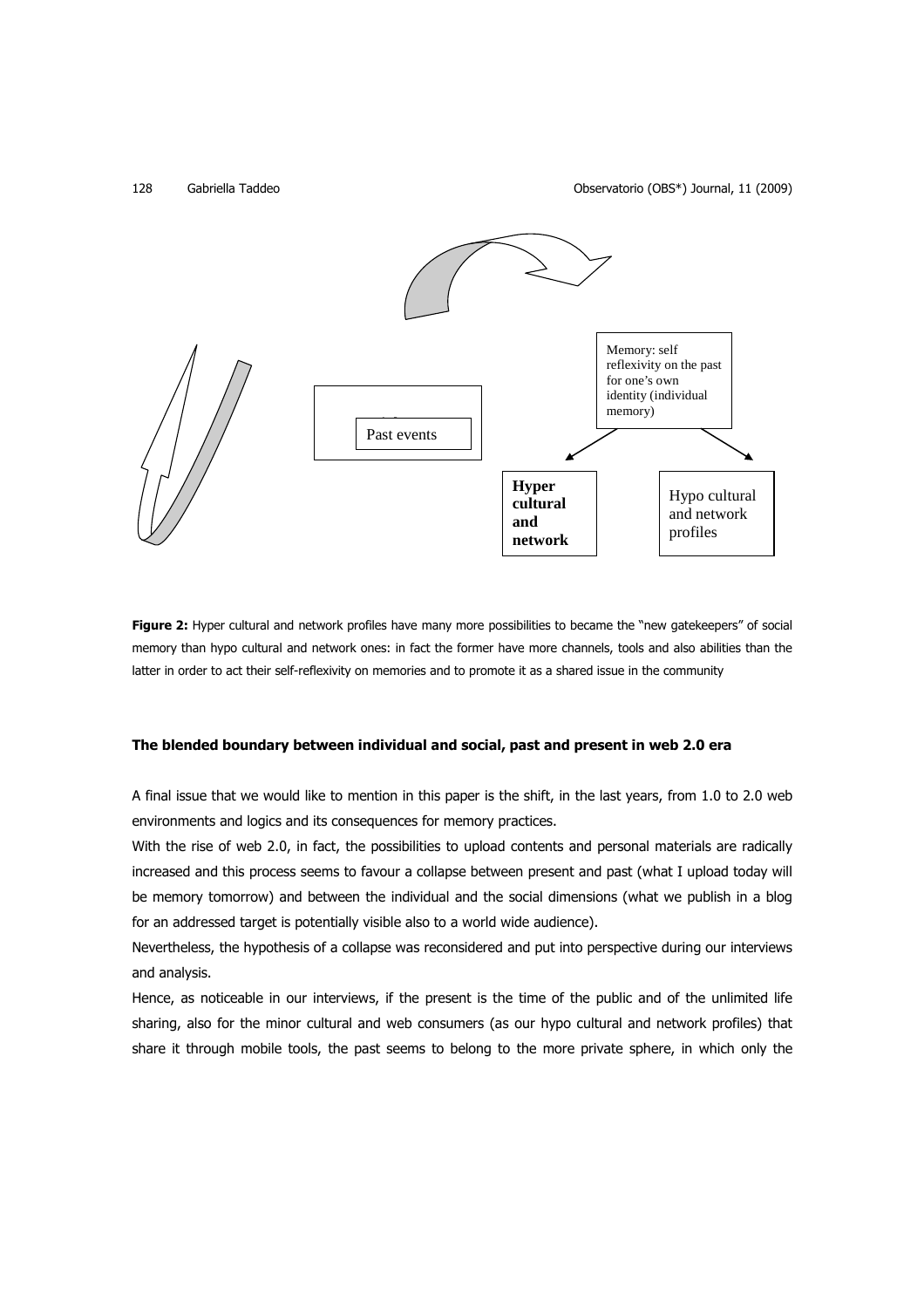Memory: self reflexivity on the past for one's own identity (individual memory)

Past events

**Hyper cultural and network**

Hypo cultural and network profiles

**Figure 2:** Hyper cultural and network profiles have many more possibilities to became the "new gatekeepers" of social memory than hypo cultural and network ones: in fact the former have more channels, tools and also abilities than the latter in order to act their self-reflexivity on memories and to promote it as a shared issue in the community

**The blended boundary between individual and social, past and present in web 2.0 era**

A final issue that we would like to mention in this paper is the shift, in the last years, from 1.0 to 2.0 web environments and logics and its consequences for memory practices.

With the rise of web 2.0, in fact, the possibilities to upload contents and personal materials are radically increased and this process seems to favour a collapse between present and past (what I upload today will be memory tomorrow) and between the individual and the social dimensions (what we publish in a blog for an addressed target is potentially visible also to a world wide audience).

Nevertheless, the hypothesis of a collapse was reconsidered and put into perspective during our interviews and analysis.

Hence, as noticeable in our interviews, if the present is the time of the public and of the unlimited life sharing, also for the minor cultural and web consumers (as our hypo cultural and network profiles) that share it through mobile tools, the past seems to belong to the more private sphere, in which only the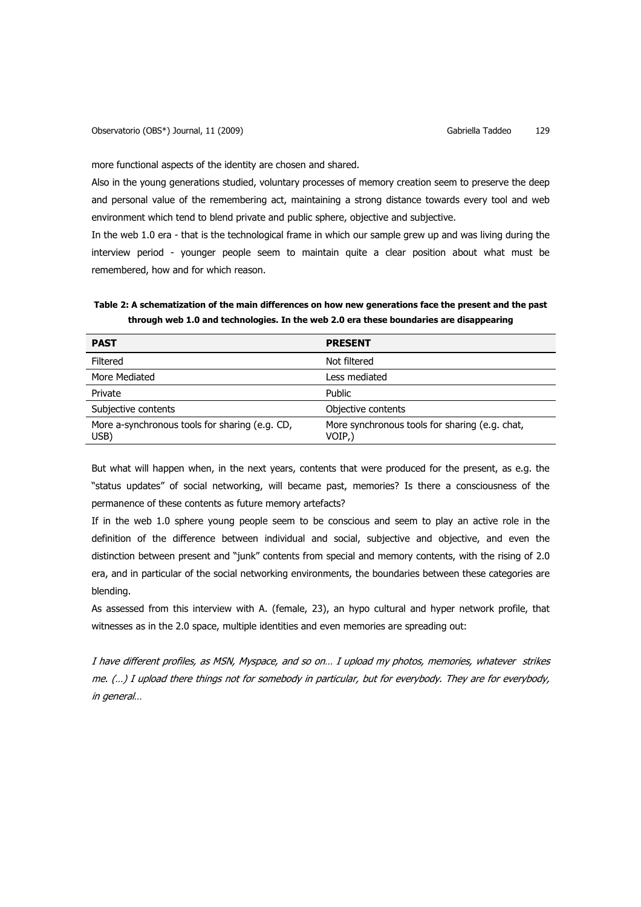more functional aspects of the identity are chosen and shared.

Also in the young generations studied, voluntary processes of memory creation seem to preserve the deep and personal value of the remembering act, maintaining a strong distance towards every tool and web environment which tend to blend private and public sphere, objective and subjective.

In the web 1.0 era - that is the technological frame in which our sample grew up and was living during the interview period - younger people seem to maintain quite a clear position about what must be remembered, how and for which reason.

**Table 2: A schematization of the main differences on how new generations face the present and the past through web 1.0 and technologies. In the web 2.0 era these boundaries are disappearing**

| **PAST** | **PRESENT** |
|---|---|
| Filtered | Not filtered |
| More Mediated | Less mediated |
| Private | Public |
| Subjective contents | Objective contents |
| More a-synchronous tools for sharing (e.g. CD, USB) | More synchronous tools for sharing (e.g. chat, VOIP,) |

But what will happen when, in the next years, contents that were produced for the present, as e.g. the "status updates" of social networking, will became past, memories? Is there a consciousness of the permanence of these contents as future memory artefacts?

If in the web 1.0 sphere young people seem to be conscious and seem to play an active role in the definition of the difference between individual and social, subjective and objective, and even the distinction between present and "junk" contents from special and memory contents, with the rising of 2.0 era, and in particular of the social networking environments, the boundaries between these categories are blending.

As assessed from this interview with A. (female, 23), an hypo cultural and hyper network profile, that witnesses as in the 2.0 space, multiple identities and even memories are spreading out:

*I have different profiles, as MSN, Myspace, and so on… I upload my photos, memories, whatever strikes me. (…) I upload there things not for somebody in particular, but for everybody. They are for everybody, in general…*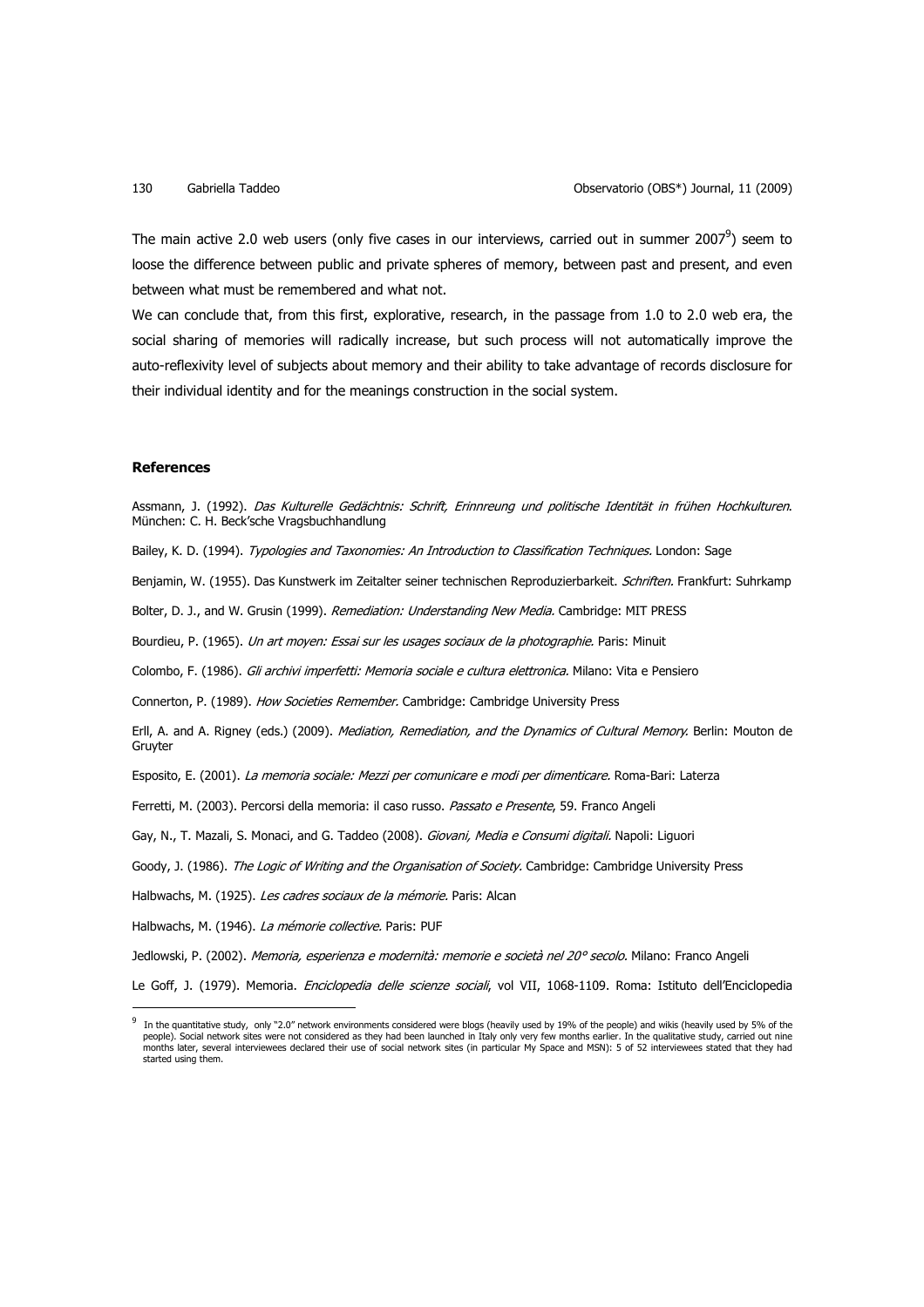The main active 2.0 web users (only five cases in our interviews, carried out in summer 2007[9]) seem to loose the difference between public and private spheres of memory, between past and present, and even between what must be remembered and what not.

We can conclude that, from this first, explorative, research, in the passage from 1.0 to 2.0 web era, the social sharing of memories will radically increase, but such process will not automatically improve the auto-reflexivity level of subjects about memory and their ability to take advantage of records disclosure for their individual identity and for the meanings construction in the social system.

### References

Assmann, J. (1992). *Das Kulturelle Gedächtnis: Schrift, Erinnreung und politische Identität in frühen Hochkulturen.* München: C. H. Beck'sche Vragsbuchhandlung

Bailey, K. D. (1994). *Typologies and Taxonomies: An Introduction to Classification Techniques.* London: Sage

Benjamin, W. (1955). Das Kunstwerk im Zeitalter seiner technischen Reproduzierbarkeit. *Schriften.* Frankfurt: Suhrkamp

Bolter, D. J., and W. Grusin (1999). *Remediation: Understanding New Media.* Cambridge: MIT PRESS

Bourdieu, P. (1965). *Un art moyen: Essai sur les usages sociaux de la photographie.* Paris: Minuit

Colombo, F. (1986). *Gli archivi imperfetti: Memoria sociale e cultura elettronica.* Milano: Vita e Pensiero

Connerton, P. (1989). *How Societies Remember.* Cambridge: Cambridge University Press

Erll, A. and A. Rigney (eds.) (2009). *Mediation, Remediation, and the Dynamics of Cultural Memory.* Berlin: Mouton de Gruyter

Esposito, E. (2001). *La memoria sociale: Mezzi per comunicare e modi per dimenticare.* Roma-Bari: Laterza

Ferretti, M. (2003). Percorsi della memoria: il caso russo. *Passato e Presente*, 59. Franco Angeli

Gay, N., T. Mazali, S. Monaci, and G. Taddeo (2008). *Giovani, Media e Consumi digitali.* Napoli: Liguori

Goody, J. (1986). *The Logic of Writing and the Organisation of Society.* Cambridge: Cambridge University Press

Halbwachs, M. (1925). *Les cadres sociaux de la mémorie.* Paris: Alcan

Halbwachs, M. (1946). *La mémorie collective.* Paris: PUF

Jedlowski, P. (2002). *Memoria, esperienza e modernità: memorie e società nel 20° secolo.* Milano: Franco Angeli

Le Goff, J. (1979). Memoria. *Enciclopedia delle scienze sociali*, vol VII, 1068-1109. Roma: Istituto dell'Enciclopedia

---

[9] In the quantitative study, only "2.0" network environments considered were blogs (heavily used by 19% of the people) and wikis (heavily used by 5% of the people). Social network sites were not considered as they had been launched in Italy only very few months earlier. In the qualitative study, carried out nine months later, several interviewees declared their use of social network sites (in particular My Space and MSN): 5 of 52 interviewees stated that they had started using them.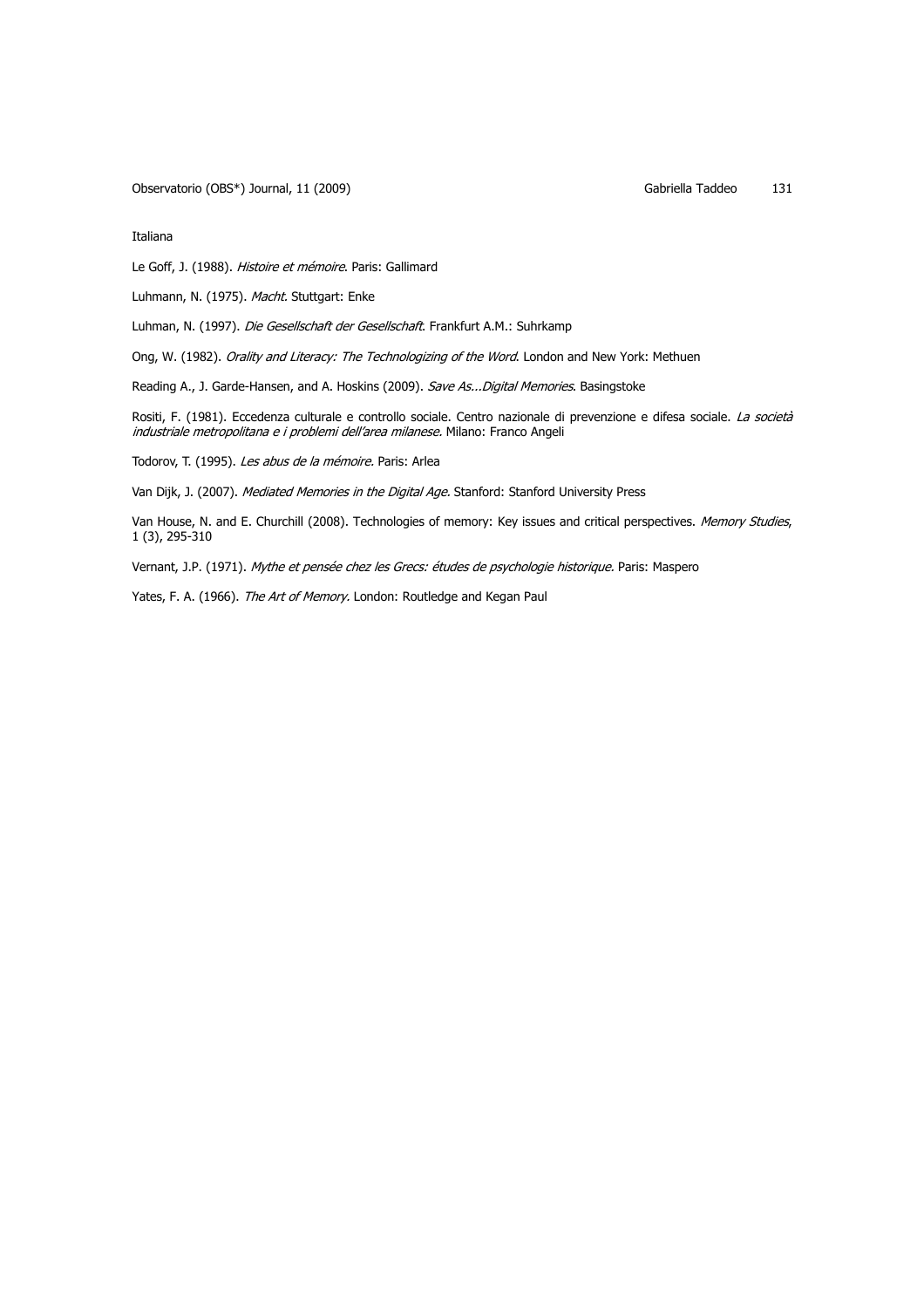Italiana

Le Goff, J. (1988). *Histoire et mémoire*. Paris: Gallimard

Luhmann, N. (1975). *Macht*. Stuttgart: Enke

Luhman, N. (1997). *Die Gesellschaft der Gesellschaft*. Frankfurt A.M.: Suhrkamp

Ong, W. (1982). *Orality and Literacy: The Technologizing of the Word*. London and New York: Methuen

Reading A., J. Garde-Hansen, and A. Hoskins (2009). *Save As...Digital Memories*. Basingstoke

Rositi, F. (1981). Eccedenza culturale e controllo sociale. Centro nazionale di prevenzione e difesa sociale. *La società industriale metropolitana e i problemi dell'area milanese*. Milano: Franco Angeli

Todorov, T. (1995). *Les abus de la mémoire*. Paris: Arlea

Van Dijk, J. (2007). *Mediated Memories in the Digital Age*. Stanford: Stanford University Press

Van House, N. and E. Churchill (2008). Technologies of memory: Key issues and critical perspectives. *Memory Studies*, 1 (3), 295-310

Vernant, J.P. (1971). *Mythe et pensée chez les Grecs: études de psychologie historique*. Paris: Maspero

Yates, F. A. (1966). *The Art of Memory*. London: Routledge and Kegan Paul